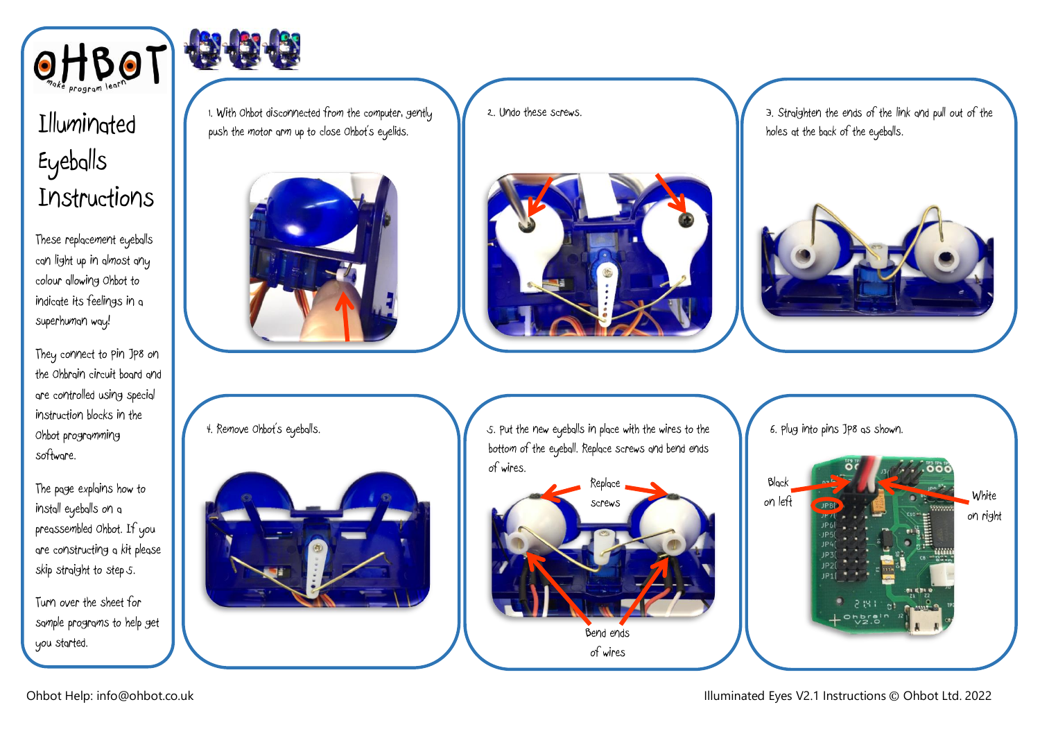# OHBOT

make program learn

## Illuminated Eyeballs Instructions

These replacement eyeballs can light up in almost any colour allowing Ohbot to indicate its feelings in a superhuman way!

They connect to pin JP8 on the Ohbrain circuit board and are controlled using special instruction blocks in the Ohbot programming software.

The page explains how to install eyeballs on a preassembled Ohbot. If you are constructing a kit please skip straight to step 5.

Turn over the sheet for sample programs to help get you started.

1. With Ohbot disconnected from the computer, gently push the motor arm up to close Ohbot's eyelids.

2. Undo these screws.

3. Straighten the ends of the link and pull out of the holes at the back of the eyeballs.

4. Remove Ohbot's eyeballs.

5. Put the new eyeballs in place with the wires to the bottom of the eyeball. Replace screws and bend ends of wires.

Replace screws

Bend ends of wires

6. Plug into pins JP8 as shown.

Black on left

White on right

Ohbot Help: info@ohbot.co.uk

Illuminated Eyes V2.1 Instructions © Ohbot Ltd. 2022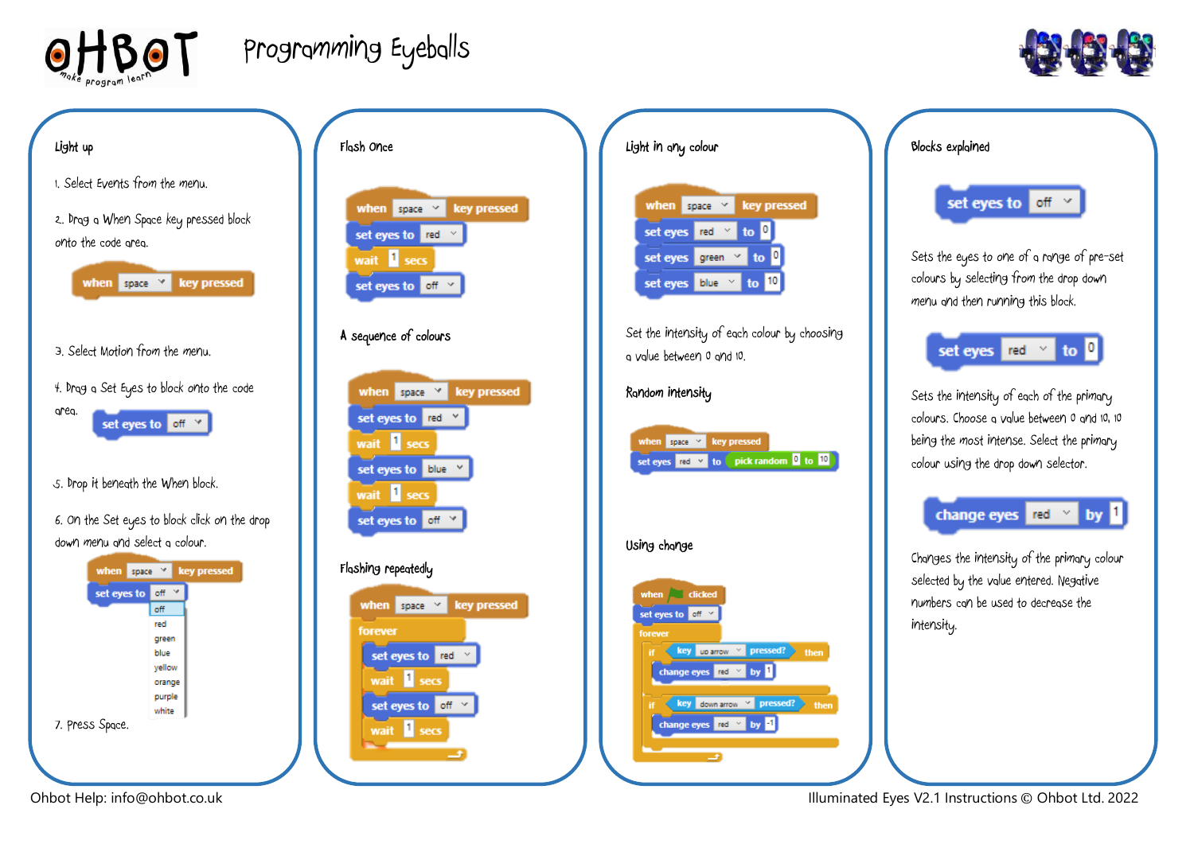# Programming Eyeballs

## Light up

1. Select Events from the menu.
2. Drag a When Space key pressed block onto the code area.

```
when [space] key pressed
```

3. Select Motion from the menu.
4. Drag a Set Eyes to block onto the code area.

```
set eyes to [off]
```

5. Drop it beneath the When block.
6. On the Set eyes to block click on the drop down menu and select a colour.

```
when [space] key pressed
set eyes to [off]
```

off
red
green
blue
yellow
orange
purple
white

7. Press Space.

## Flash Once

```
when [space] key pressed
set eyes to [red]
wait (1) secs
set eyes to [off]
```

### A sequence of colours

```
when [space] key pressed
set eyes to [red]
wait (1) secs
set eyes to [blue]
wait (1) secs
set eyes to [off]
```

### Flashing repeatedly

```
when [space] key pressed
forever
    set eyes to [red]
    wait (1) secs
    set eyes to [off]
    wait (1) secs
```

## Light in any colour

```
when [space] key pressed
set eyes [red] to (0)
set eyes [green] to (0)
set eyes [blue] to (10)
```

Set the intensity of each colour by choosing a value between 0 and 10.

### Random intensity

```
when [space] key pressed
set eyes [red] to (pick random (0) to (10))
```

### Using change

```
when green flag clicked
set eyes to [off]
forever
    if <key [up arrow] pressed?> then
        change eyes [red] by (1)
    if <key [down arrow] pressed?> then
        change eyes [red] by (-1)
```

## Blocks explained

```
set eyes to [off]
```

Sets the eyes to one of a range of pre-set colours by selecting from the drop down menu and then running this block.

```
set eyes [red] to (0)
```

Sets the intensity of each of the primary colours. Choose a value between 0 and 10, 10 being the most intense. Select the primary colour using the drop down selector.

```
change eyes [red] by (1)
```

Changes the intensity of the primary colour selected by the value entered. Negative numbers can be used to decrease the intensity.

Ohbot Help: info@ohbot.co.uk

Illuminated Eyes V2.1 Instructions © Ohbot Ltd. 2022